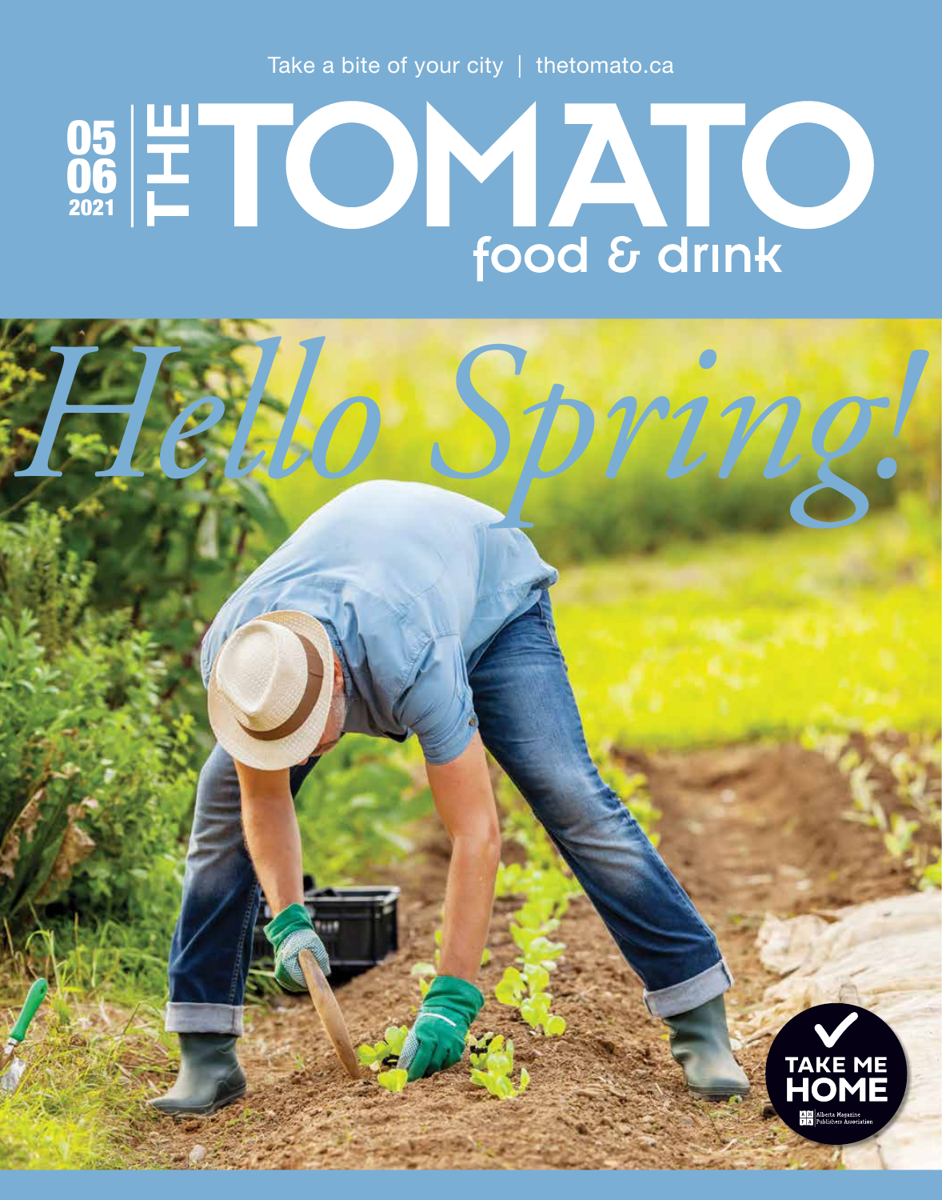Take a bite of your city | thetomato.ca

05
06
2021

# THE TOMATO

food & drink

*Hello Spring!*

TAKE ME HOME

Alberta Magazine Publishers Association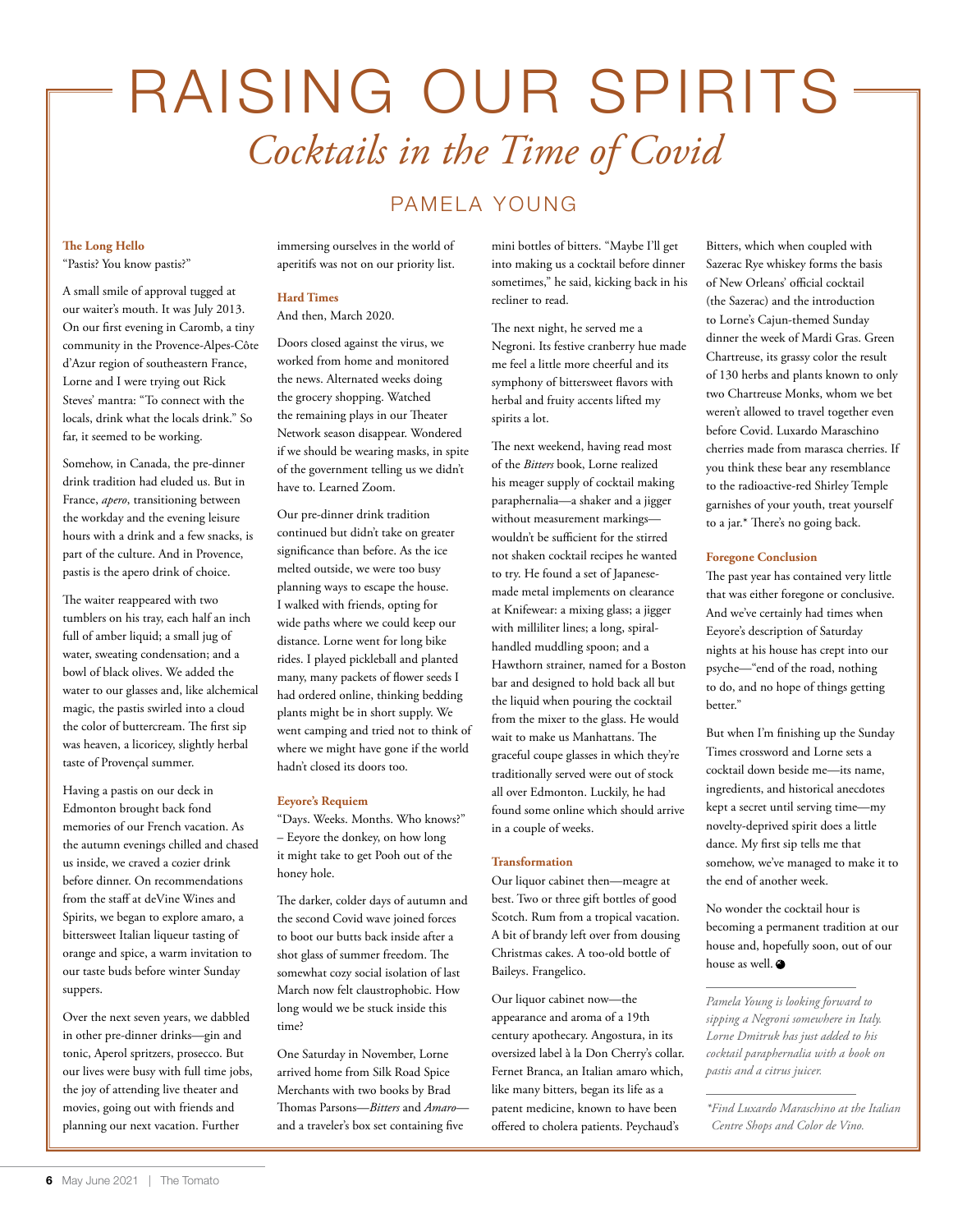# RAISING OUR SPIRITS

## *Cocktails in the Time of Covid*

PAMELA YOUNG

**The Long Hello**

"Pastis? You know pastis?"

A small smile of approval tugged at our waiter's mouth. It was July 2013. On our first evening in Caromb, a tiny community in the Provence-Alpes-Côte d'Azur region of southeastern France, Lorne and I were trying out Rick Steves' mantra: "To connect with the locals, drink what the locals drink." So far, it seemed to be working.

Somehow, in Canada, the pre-dinner drink tradition had eluded us. But in France, *apero*, transitioning between the workday and the evening leisure hours with a drink and a few snacks, is part of the culture. And in Provence, pastis is the apero drink of choice.

The waiter reappeared with two tumblers on his tray, each half an inch full of amber liquid; a small jug of water, sweating condensation; and a bowl of black olives. We added the water to our glasses and, like alchemical magic, the pastis swirled into a cloud the color of buttercream. The first sip was heaven, a licoricey, slightly herbal taste of Provençal summer.

Having a pastis on our deck in Edmonton brought back fond memories of our French vacation. As the autumn evenings chilled and chased us inside, we craved a cozier drink before dinner. On recommendations from the staff at deVine Wines and Spirits, we began to explore amaro, a bittersweet Italian liqueur tasting of orange and spice, a warm invitation to our taste buds before winter Sunday suppers.

Over the next seven years, we dabbled in other pre-dinner drinks—gin and tonic, Aperol spritzers, prosecco. But our lives were busy with full time jobs, the joy of attending live theater and movies, going out with friends and planning our next vacation. Further immersing ourselves in the world of aperitifs was not on our priority list.

**Hard Times**

And then, March 2020.

Doors closed against the virus, we worked from home and monitored the news. Alternated weeks doing the grocery shopping. Watched the remaining plays in our Theater Network season disappear. Wondered if we should be wearing masks, in spite of the government telling us we didn't have to. Learned Zoom.

Our pre-dinner drink tradition continued but didn't take on greater significance than before. As the ice melted outside, we were too busy planning ways to escape the house. I walked with friends, opting for wide paths where we could keep our distance. Lorne went for long bike rides. I played pickleball and planted many, many packets of flower seeds I had ordered online, thinking bedding plants might be in short supply. We went camping and tried not to think of where we might have gone if the world hadn't closed its doors too.

**Eeyore's Requiem**

"Days. Weeks. Months. Who knows?" – Eeyore the donkey, on how long it might take to get Pooh out of the honey hole.

The darker, colder days of autumn and the second Covid wave joined forces to boot our butts back inside after a shot glass of summer freedom. The somewhat cozy social isolation of last March now felt claustrophobic. How long would we be stuck inside this time?

One Saturday in November, Lorne arrived home from Silk Road Spice Merchants with two books by Brad Thomas Parsons—*Bitters* and *Amaro*—and a traveler's box set containing five mini bottles of bitters. "Maybe I'll get into making us a cocktail before dinner sometimes," he said, kicking back in his recliner to read.

The next night, he served me a Negroni. Its festive cranberry hue made me feel a little more cheerful and its symphony of bittersweet flavors with herbal and fruity accents lifted my spirits a lot.

The next weekend, having read most of the *Bitters* book, Lorne realized his meager supply of cocktail making paraphernalia—a shaker and a jigger without measurement markings—wouldn't be sufficient for the stirred not shaken cocktail recipes he wanted to try. He found a set of Japanese-made metal implements on clearance at Knifewear: a mixing glass; a jigger with milliliter lines; a long, spiral-handled muddling spoon; and a Hawthorn strainer, named for a Boston bar and designed to hold back all but the liquid when pouring the cocktail from the mixer to the glass. He would wait to make us Manhattans. The graceful coupe glasses in which they're traditionally served were out of stock all over Edmonton. Luckily, he had found some online which should arrive in a couple of weeks.

**Transformation**

Our liquor cabinet then—meagre at best. Two or three gift bottles of good Scotch. Rum from a tropical vacation. A bit of brandy left over from dousing Christmas cakes. A too-old bottle of Baileys. Frangelico.

Our liquor cabinet now—the appearance and aroma of a 19th century apothecary. Angostura, in its oversized label à la Don Cherry's collar. Fernet Branca, an Italian amaro which, like many bitters, began its life as a patent medicine, known to have been offered to cholera patients. Peychaud's Bitters, which when coupled with Sazerac Rye whiskey forms the basis of New Orleans' official cocktail (the Sazerac) and the introduction to Lorne's Cajun-themed Sunday dinner the week of Mardi Gras. Green Chartreuse, its grassy color the result of 130 herbs and plants known to only two Chartreuse Monks, whom we bet weren't allowed to travel together even before Covid. Luxardo Maraschino cherries made from marasca cherries. If you think these bear any resemblance to the radioactive-red Shirley Temple garnishes of your youth, treat yourself to a jar.* There's no going back.

**Foregone Conclusion**

The past year has contained very little that was either foregone or conclusive. And we've certainly had times when Eeyore's description of Saturday nights at his house has crept into our psyche—"end of the road, nothing to do, and no hope of things getting better."

But when I'm finishing up the Sunday Times crossword and Lorne sets a cocktail down beside me—its name, ingredients, and historical anecdotes kept a secret until serving time—my novelty-deprived spirit does a little dance. My first sip tells me that somehow, we've managed to make it to the end of another week.

No wonder the cocktail hour is becoming a permanent tradition at our house and, hopefully soon, out of our house as well.

---

*Pamela Young is looking forward to sipping a Negroni somewhere in Italy. Lorne Dmitruk has just added to his cocktail paraphernalia with a book on pastis and a citrus juicer.*

---

*\*Find Luxardo Maraschino at the Italian Centre Shops and Color de Vino.*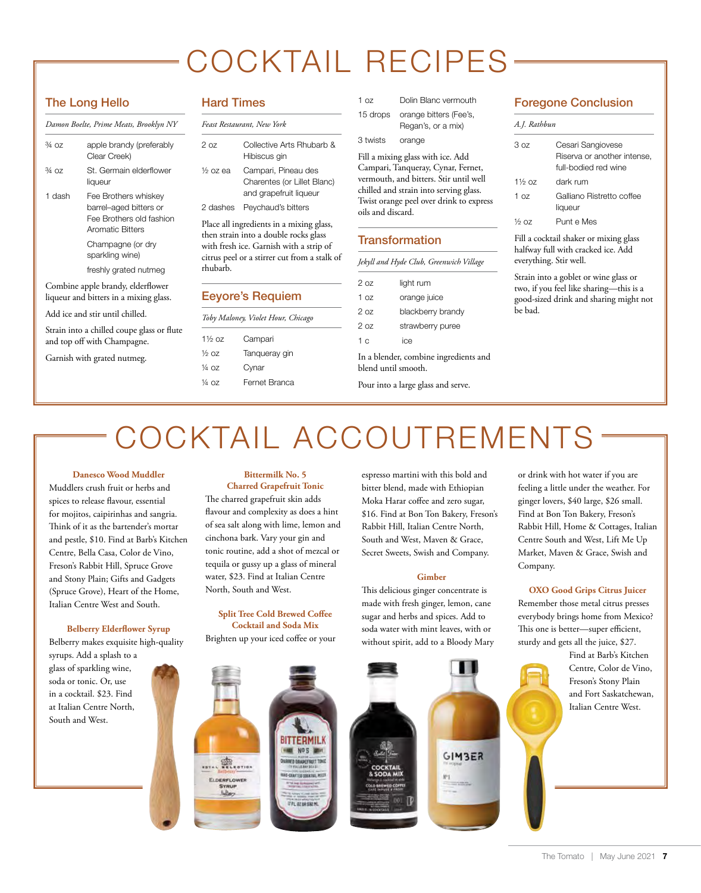# COCKTAIL RECIPES

## The Long Hello

*Damon Boelte, Prime Meats, Brooklyn NY*

| | |
|---|---|
| ¾ oz | apple brandy (preferably Clear Creek) |
| ¾ oz | St. Germain elderflower liqueur |
| 1 dash | Fee Brothers whiskey barrel–aged bitters or Fee Brothers old fashion Aromatic Bitters |
| | Champagne (or dry sparkling wine) |
| | freshly grated nutmeg |

Combine apple brandy, elderflower liqueur and bitters in a mixing glass.

Add ice and stir until chilled.

Strain into a chilled coupe glass or flute and top off with Champagne.

Garnish with grated nutmeg.

## Hard Times

*Feast Restaurant, New York*

| | |
|---|---|
| 2 oz | Collective Arts Rhubarb & Hibiscus gin |
| ½ oz ea | Campari, Pineau des Charentes (or Lillet Blanc) and grapefruit liqueur |
| 2 dashes | Peychaud's bitters |

Place all ingredients in a mixing glass, then strain into a double rocks glass with fresh ice. Garnish with a strip of citrus peel or a stirrer cut from a stalk of rhubarb.

## Eeyore's Requiem

*Toby Maloney, Violet Hour, Chicago*

| | |
|---|---|
| 1½ oz | Campari |
| ½ oz | Tanqueray gin |
| ¼ oz | Cynar |
| ¼ oz | Fernet Branca |
| 1 oz | Dolin Blanc vermouth |
| 15 drops | orange bitters (Fee's, Regan's, or a mix) |
| 3 twists | orange |

Fill a mixing glass with ice. Add Campari, Tanqueray, Cynar, Fernet, vermouth, and bitters. Stir until well chilled and strain into serving glass. Twist orange peel over drink to express oils and discard.

## Transformation

*Jekyll and Hyde Club, Greenwich Village*

| | |
|---|---|
| 2 oz | light rum |
| 1 oz | orange juice |
| 2 oz | blackberry brandy |
| 2 oz | strawberry puree |
| 1 c | ice |

In a blender, combine ingredients and blend until smooth.

Pour into a large glass and serve.

## Foregone Conclusion

*A.J. Rathbun*

| | |
|---|---|
| 3 oz | Cesari Sangiovese Riserva or another intense, full-bodied red wine |
| 1½ oz | dark rum |
| 1 oz | Galliano Ristretto coffee liqueur |
| ½ oz | Punt e Mes |

Fill a cocktail shaker or mixing glass halfway full with cracked ice. Add everything. Stir well.

Strain into a goblet or wine glass or two, if you feel like sharing—this is a good-sized drink and sharing might not be bad.

# COCKTAIL ACCOUTREMENTS

**Danesco Wood Muddler**

Muddlers crush fruit or herbs and spices to release flavour, essential for mojitos, caipirinhas and sangria. Think of it as the bartender's mortar and pestle, $10. Find at Barb's Kitchen Centre, Bella Casa, Color de Vino, Freson's Rabbit Hill, Spruce Grove and Stony Plain; Gifts and Gadgets (Spruce Grove), Heart of the Home, Italian Centre West and South.

**Belberry Elderflower Syrup**

Belberry makes exquisite high-quality syrups. Add a splash to a glass of sparkling wine, soda or tonic. Or, use in a cocktail. $23. Find at Italian Centre North, South and West.

**Bittermilk No. 5 Charred Grapefruit Tonic**

The charred grapefruit skin adds flavour and complexity as does a hint of sea salt along with lime, lemon and cinchona bark. Vary your gin and tonic routine, add a shot of mezcal or tequila or gussy up a glass of mineral water, $23. Find at Italian Centre North, South and West.

**Split Tree Cold Brewed Coffee Cocktail and Soda Mix**

Brighten up your iced coffee or your espresso martini with this bold and bitter blend, made with Ethiopian Moka Harar coffee and zero sugar, $16. Find at Bon Ton Bakery, Freson's Rabbit Hill, Italian Centre North, South and West, Maven & Grace, Secret Sweets, Swish and Company.

**Gimber**

This delicious ginger concentrate is made with fresh ginger, lemon, cane sugar and herbs and spices. Add to soda water with mint leaves, with or without spirit, add to a Bloody Mary or drink with hot water if you are feeling a little under the weather. For ginger lovers, $40 large, $26 small. Find at Bon Ton Bakery, Freson's Rabbit Hill, Home & Cottages, Italian Centre South and West, Lift Me Up Market, Maven & Grace, Swish and Company.

**OXO Good Grips Citrus Juicer**

Remember those metal citrus presses everybody brings home from Mexico? This one is better—super efficient, sturdy and gets all the juice, $27. Find at Barb's Kitchen Centre, Color de Vino, Freson's Stony Plain and Fort Saskatchewan, Italian Centre West.